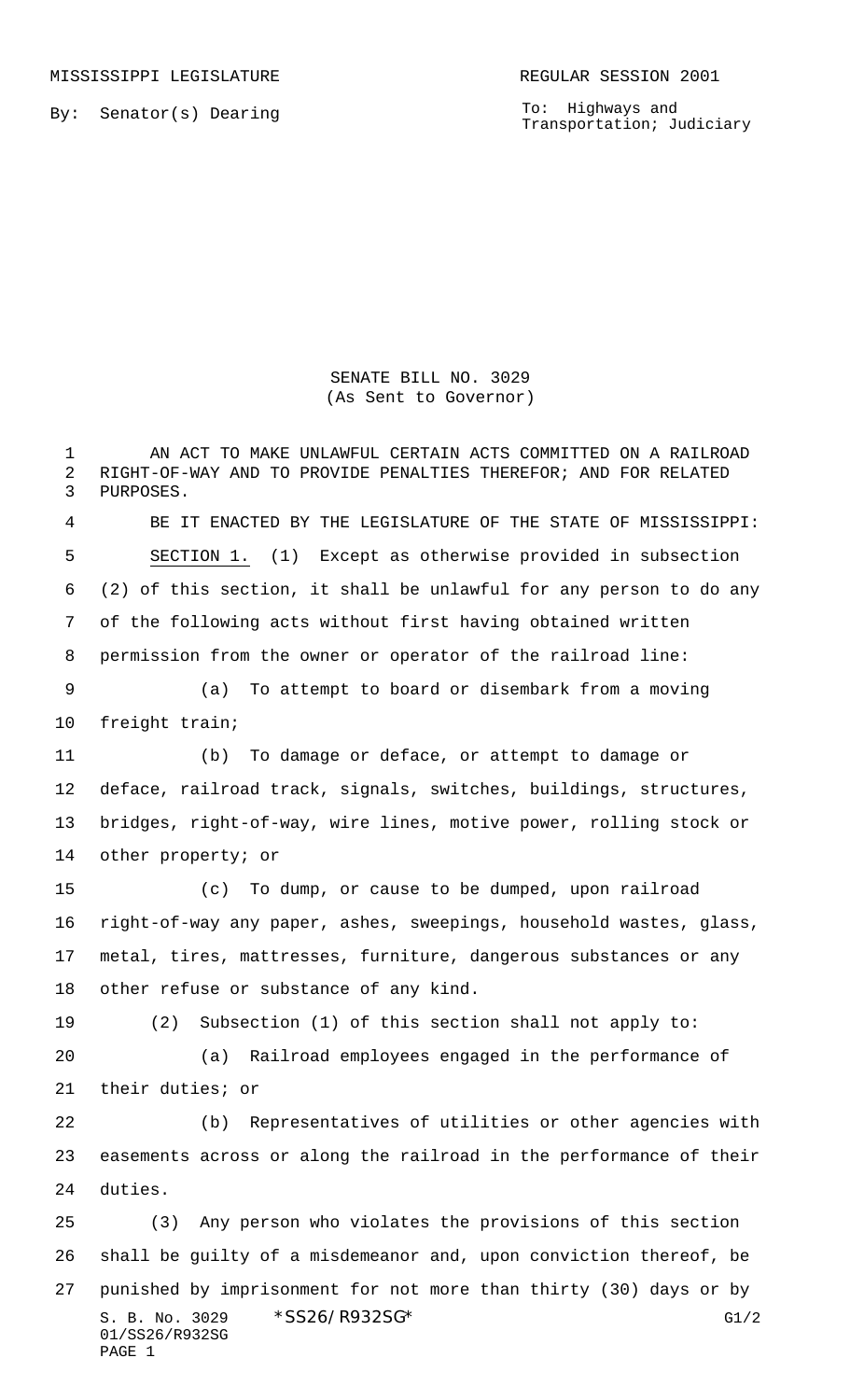MISSISSIPPI LEGISLATURE REGULAR SESSION 2001

By: Senator(s) Dearing

To: Highways and Transportation; Judiciary

SENATE BILL NO. 3029
(As Sent to Governor)

AN ACT TO MAKE UNLAWFUL CERTAIN ACTS COMMITTED ON A RAILROAD RIGHT-OF-WAY AND TO PROVIDE PENALTIES THEREFOR; AND FOR RELATED PURPOSES.

BE IT ENACTED BY THE LEGISLATURE OF THE STATE OF MISSISSIPPI:

SECTION 1. (1) Except as otherwise provided in subsection (2) of this section, it shall be unlawful for any person to do any of the following acts without first having obtained written permission from the owner or operator of the railroad line:

(a) To attempt to board or disembark from a moving freight train;

(b) To damage or deface, or attempt to damage or deface, railroad track, signals, switches, buildings, structures, bridges, right-of-way, wire lines, motive power, rolling stock or other property; or

(c) To dump, or cause to be dumped, upon railroad right-of-way any paper, ashes, sweepings, household wastes, glass, metal, tires, mattresses, furniture, dangerous substances or any other refuse or substance of any kind.

(2) Subsection (1) of this section shall not apply to:

(a) Railroad employees engaged in the performance of their duties; or

(b) Representatives of utilities or other agencies with easements across or along the railroad in the performance of their duties.

(3) Any person who violates the provisions of this section shall be guilty of a misdemeanor and, upon conviction thereof, be punished by imprisonment for not more than thirty (30) days or by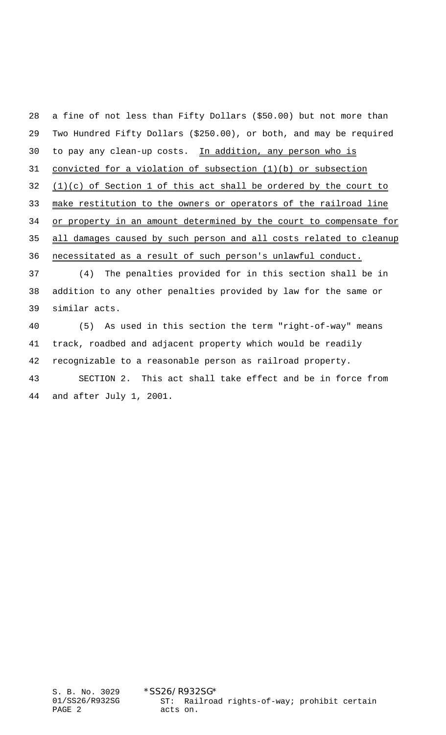a fine of not less than Fifty Dollars ($50.00) but not more than Two Hundred Fifty Dollars ($250.00), or both, and may be required to pay any clean-up costs. <u>In addition, any person who is convicted for a violation of subsection (1)(b) or subsection (1)(c) of Section 1 of this act shall be ordered by the court to make restitution to the owners or operators of the railroad line or property in an amount determined by the court to compensate for all damages caused by such person and all costs related to cleanup necessitated as a result of such person's unlawful conduct.</u>

(4) The penalties provided for in this section shall be in addition to any other penalties provided by law for the same or similar acts.

(5) As used in this section the term "right-of-way" means track, roadbed and adjacent property which would be readily recognizable to a reasonable person as railroad property.

SECTION 2. This act shall take effect and be in force from and after July 1, 2001.